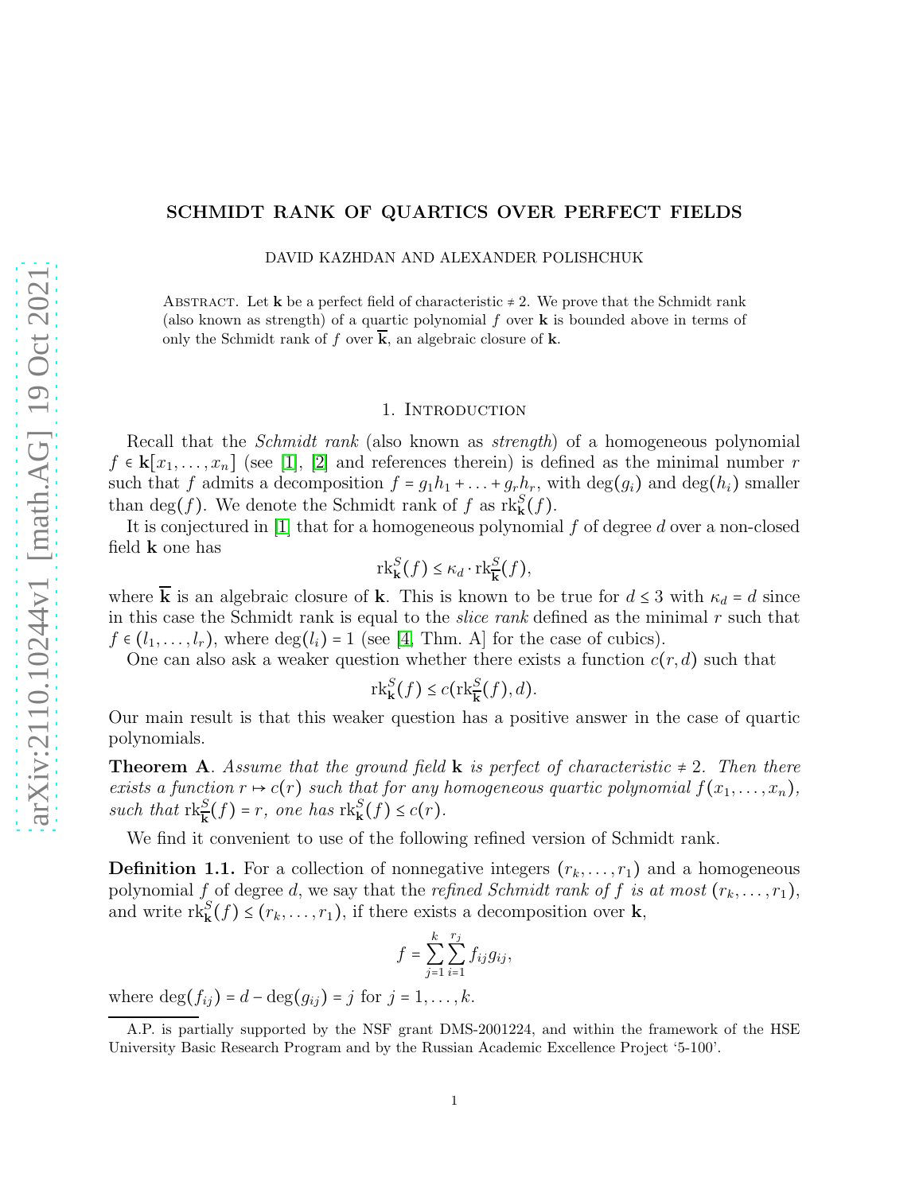# SCHMIDT RANK OF QUARTICS OVER PERFECT FIELDS

DAVID KAZHDAN AND ALEXANDER POLISHCHUK

Abstract. Let $\mathbf{k}$ be a perfect field of characteristic $\neq 2$. We prove that the Schmidt rank (also known as strength) of a quartic polynomial $f$ over $\mathbf{k}$ is bounded above in terms of only the Schmidt rank of $f$ over $\overline{\mathbf{k}}$, an algebraic closure of $\mathbf{k}$.

## 1. Introduction

Recall that the *Schmidt rank* (also known as *strength*) of a homogeneous polynomial $f \in \mathbf{k}[x_1, \dots, x_n]$ (see [1], [2] and references therein) is defined as the minimal number $r$ such that $f$ admits a decomposition $f = g_1 h_1 + \dots + g_r h_r$, with $\deg(g_i)$ and $\deg(h_i)$ smaller than $\deg(f)$. We denote the Schmidt rank of $f$ as $\mathrm{rk}^S_{\mathbf{k}}(f)$.

It is conjectured in [1] that for a homogeneous polynomial $f$ of degree $d$ over a non-closed field $\mathbf{k}$ one has

$$\mathrm{rk}^S_{\mathbf{k}}(f) \le \kappa_d \cdot \mathrm{rk}^S_{\overline{\mathbf{k}}}(f),$$

where $\overline{\mathbf{k}}$ is an algebraic closure of $\mathbf{k}$. This is known to be true for $d \le 3$ with $\kappa_d = d$ since in this case the Schmidt rank is equal to the *slice rank* defined as the minimal $r$ such that $f \in (l_1, \dots, l_r)$, where $\deg(l_i) = 1$ (see [4, Thm. A] for the case of cubics).

One can also ask a weaker question whether there exists a function $c(r, d)$ such that

$$\mathrm{rk}^S_{\mathbf{k}}(f) \le c(\mathrm{rk}^S_{\overline{\mathbf{k}}}(f), d).$$

Our main result is that this weaker question has a positive answer in the case of quartic polynomials.

**Theorem A**. *Assume that the ground field $\mathbf{k}$ is perfect of characteristic $\neq 2$. Then there exists a function $r \mapsto c(r)$ such that for any homogeneous quartic polynomial $f(x_1, \dots, x_n)$, such that $\mathrm{rk}^S_{\overline{\mathbf{k}}}(f) = r$, one has $\mathrm{rk}^S_{\mathbf{k}}(f) \le c(r)$.*

We find it convenient to use of the following refined version of Schmidt rank.

**Definition 1.1.** For a collection of nonnegative integers $(r_k, \dots, r_1)$ and a homogeneous polynomial $f$ of degree $d$, we say that the *refined Schmidt rank of $f$ is at most* $(r_k, \dots, r_1)$, and write $\mathrm{rk}^S_{\mathbf{k}}(f) \le (r_k, \dots, r_1)$, if there exists a decomposition over $\mathbf{k}$,

$$f = \sum_{j=1}^{k} \sum_{i=1}^{r_j} f_{ij} g_{ij},$$

where $\deg(f_{ij}) = d - \deg(g_{ij}) = j$ for $j = 1, \dots, k$.

A.P. is partially supported by the NSF grant DMS-2001224, and within the framework of the HSE University Basic Research Program and by the Russian Academic Excellence Project '5-100'.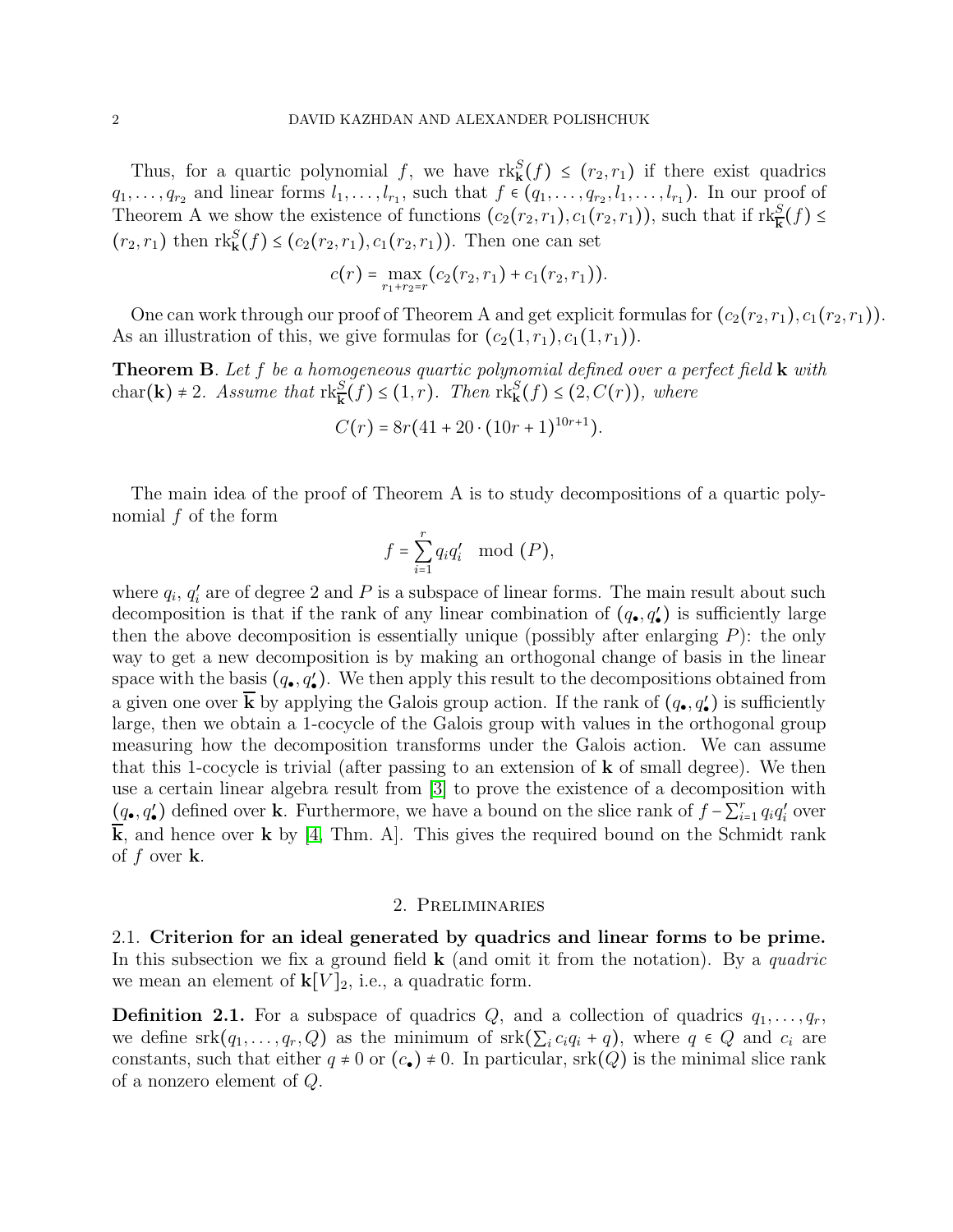Thus, for a quartic polynomial $f$, we have $\mathrm{rk}^S_{\mathbf{k}}(f) \le (r_2, r_1)$ if there exist quadrics $q_1, \dots, q_{r_2}$ and linear forms $l_1, \dots, l_{r_1}$, such that $f \in (q_1, \dots, q_{r_2}, l_1, \dots, l_{r_1})$. In our proof of Theorem A we show the existence of functions $(c_2(r_2, r_1), c_1(r_2, r_1))$, such that if $\mathrm{rk}^S_{\overline{\mathbf{k}}}(f) \le (r_2, r_1)$ then $\mathrm{rk}^S_{\mathbf{k}}(f) \le (c_2(r_2, r_1), c_1(r_2, r_1))$. Then one can set

$$c(r) = \max_{r_1 + r_2 = r} (c_2(r_2, r_1) + c_1(r_2, r_1)).$$

One can work through our proof of Theorem A and get explicit formulas for $(c_2(r_2, r_1), c_1(r_2, r_1))$. As an illustration of this, we give formulas for $(c_2(1, r_1), c_1(1, r_1))$.

**Theorem B**. *Let $f$ be a homogeneous quartic polynomial defined over a perfect field $\mathbf{k}$ with $\mathrm{char}(\mathbf{k}) \ne 2$. Assume that $\mathrm{rk}^S_{\overline{\mathbf{k}}}(f) \le (1, r)$. Then $\mathrm{rk}^S_{\mathbf{k}}(f) \le (2, C(r))$, where*

$$C(r) = 8r(41 + 20 \cdot (10r + 1)^{10r+1}).$$

The main idea of the proof of Theorem A is to study decompositions of a quartic polynomial $f$ of the form

$$f = \sum_{i=1}^{r} q_i q_i' \mod (P),$$

where $q_i$, $q_i'$ are of degree 2 and $P$ is a subspace of linear forms. The main result about such decomposition is that if the rank of any linear combination of $(q_\bullet, q_\bullet')$ is sufficiently large then the above decomposition is essentially unique (possibly after enlarging $P$): the only way to get a new decomposition is by making an orthogonal change of basis in the linear space with the basis $(q_\bullet, q_\bullet')$. We then apply this result to the decompositions obtained from a given one over $\overline{\mathbf{k}}$ by applying the Galois group action. If the rank of $(q_\bullet, q_\bullet')$ is sufficiently large, then we obtain a 1-cocycle of the Galois group with values in the orthogonal group measuring how the decomposition transforms under the Galois action. We can assume that this 1-cocycle is trivial (after passing to an extension of $\mathbf{k}$ of small degree). We then use a certain linear algebra result from [3] to prove the existence of a decomposition with $(q_\bullet, q_\bullet')$ defined over $\mathbf{k}$. Furthermore, we have a bound on the slice rank of $f - \sum_{i=1}^{r} q_i q_i'$ over $\overline{\mathbf{k}}$, and hence over $\mathbf{k}$ by [4, Thm. A]. This gives the required bound on the Schmidt rank of $f$ over $\mathbf{k}$.

## 2. Preliminaries

**2.1. Criterion for an ideal generated by quadrics and linear forms to be prime.** In this subsection we fix a ground field $\mathbf{k}$ (and omit it from the notation). By a *quadric* we mean an element of $\mathbf{k}[V]_2$, i.e., a quadratic form.

**Definition 2.1.** For a subspace of quadrics $Q$, and a collection of quadrics $q_1, \dots, q_r$, we define $\mathrm{srk}(q_1, \dots, q_r, Q)$ as the minimum of $\mathrm{srk}(\sum_i c_i q_i + q)$, where $q \in Q$ and $c_i$ are constants, such that either $q \ne 0$ or $(c_\bullet) \ne 0$. In particular, $\mathrm{srk}(Q)$ is the minimal slice rank of a nonzero element of $Q$.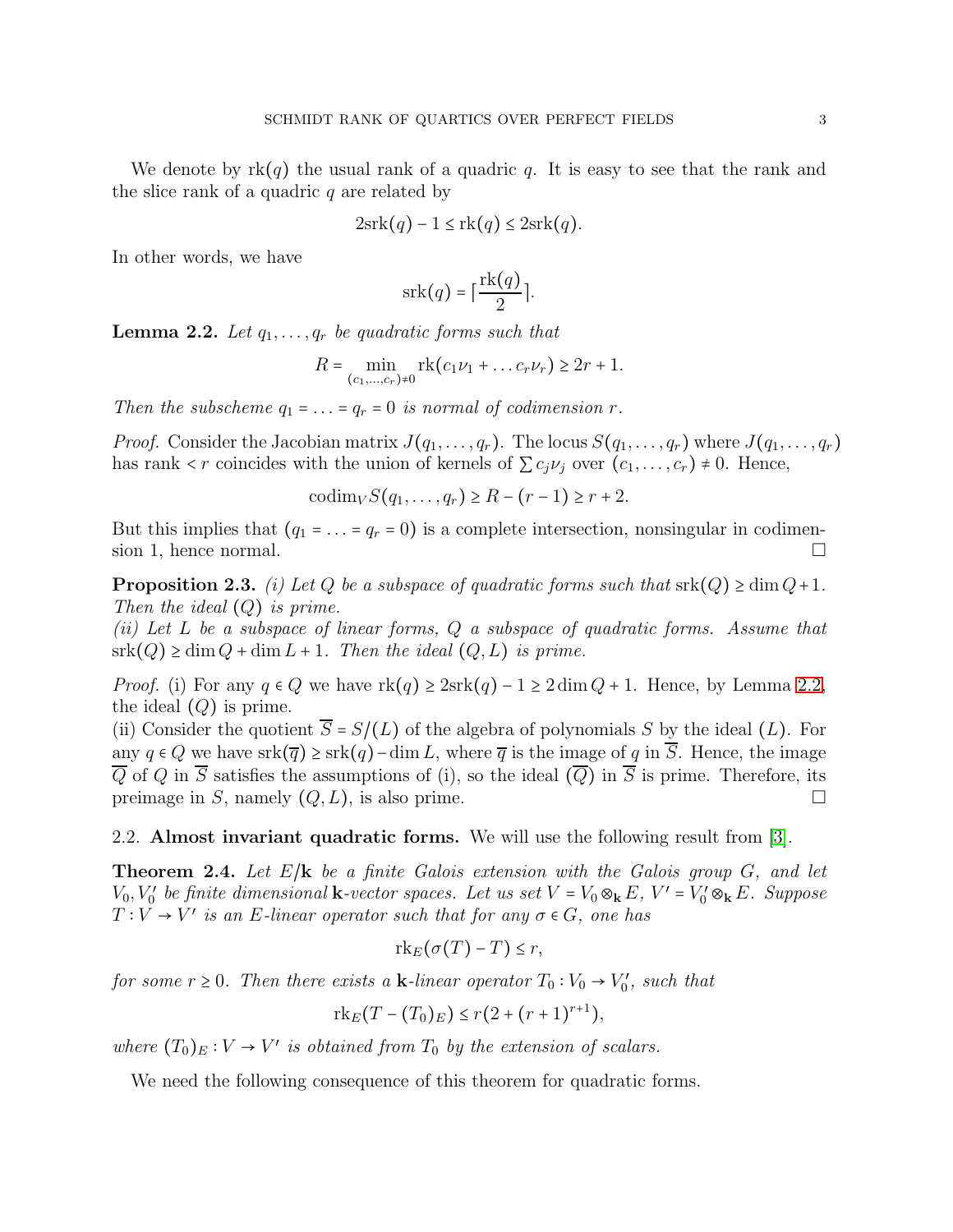We denote by $\mathrm{rk}(q)$ the usual rank of a quadric $q$. It is easy to see that the rank and the slice rank of a quadric $q$ are related by

$$2\mathrm{srk}(q) - 1 \le \mathrm{rk}(q) \le 2\mathrm{srk}(q).$$

In other words, we have

$$\mathrm{srk}(q) = \lceil \frac{\mathrm{rk}(q)}{2} \rceil.$$

**Lemma 2.2.** *Let $q_1, \ldots, q_r$ be quadratic forms such that*

$$R = \min_{(c_1,\ldots,c_r)\neq 0} \mathrm{rk}(c_1\nu_1 + \ldots c_r\nu_r) \ge 2r + 1.$$

*Then the subscheme $q_1 = \ldots = q_r = 0$ is normal of codimension $r$.*

*Proof.* Consider the Jacobian matrix $J(q_1, \ldots, q_r)$. The locus $S(q_1, \ldots, q_r)$ where $J(q_1, \ldots, q_r)$ has rank $< r$ coincides with the union of kernels of $\sum c_j \nu_j$ over $(c_1, \ldots, c_r) \neq 0$. Hence,

$$\mathrm{codim}_V S(q_1, \ldots, q_r) \ge R - (r - 1) \ge r + 2.$$

But this implies that $(q_1 = \ldots = q_r = 0)$ is a complete intersection, nonsingular in codimension 1, hence normal. □

**Proposition 2.3.** *(i) Let $Q$ be a subspace of quadratic forms such that $\mathrm{srk}(Q) \ge \dim Q + 1$. Then the ideal $(Q)$ is prime.*
*(ii) Let $L$ be a subspace of linear forms, $Q$ a subspace of quadratic forms. Assume that $\mathrm{srk}(Q) \ge \dim Q + \dim L + 1$. Then the ideal $(Q, L)$ is prime.*

*Proof.* (i) For any $q \in Q$ we have $\mathrm{rk}(q) \ge 2\mathrm{srk}(q) - 1 \ge 2\dim Q + 1$. Hence, by Lemma 2.2, the ideal $(Q)$ is prime.
(ii) Consider the quotient $\overline{S} = S/(L)$ of the algebra of polynomials $S$ by the ideal $(L)$. For any $q \in Q$ we have $\mathrm{srk}(\overline{q}) \ge \mathrm{srk}(q) - \dim L$, where $\overline{q}$ is the image of $q$ in $\overline{S}$. Hence, the image $\overline{Q}$ of $Q$ in $\overline{S}$ satisfies the assumptions of (i), so the ideal $(\overline{Q})$ in $\overline{S}$ is prime. Therefore, its preimage in $S$, namely $(Q, L)$, is also prime. □

2.2. **Almost invariant quadratic forms.** We will use the following result from [3].

**Theorem 2.4.** *Let $E/\mathbf{k}$ be a finite Galois extension with the Galois group $G$, and let $V_0, V_0'$ be finite dimensional $\mathbf{k}$-vector spaces. Let us set $V = V_0 \otimes_{\mathbf{k}} E$, $V' = V_0' \otimes_{\mathbf{k}} E$. Suppose $T : V \to V'$ is an $E$-linear operator such that for any $\sigma \in G$, one has*

$$\mathrm{rk}_E(\sigma(T) - T) \le r,$$

*for some $r \ge 0$. Then there exists a $\mathbf{k}$-linear operator $T_0 : V_0 \to V_0'$, such that*

$$\mathrm{rk}_E(T - (T_0)_E) \le r(2 + (r+1)^{r+1}),$$

*where $(T_0)_E : V \to V'$ is obtained from $T_0$ by the extension of scalars.*

We need the following consequence of this theorem for quadratic forms.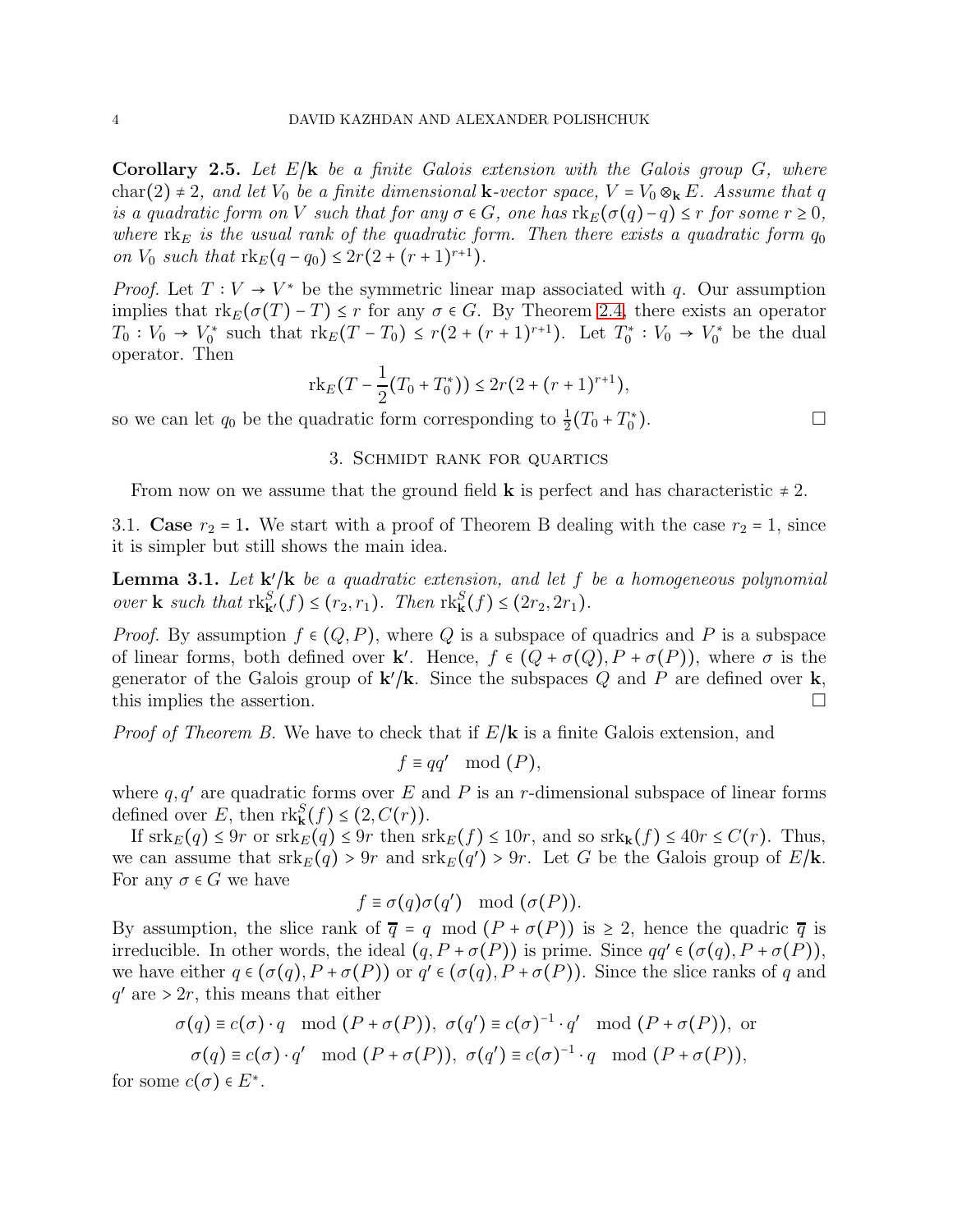**Corollary 2.5.** *Let $E/\mathbf{k}$ be a finite Galois extension with the Galois group $G$, where $\mathrm{char}(2) \neq 2$, and let $V_0$ be a finite dimensional $\mathbf{k}$-vector space, $V = V_0 \otimes_{\mathbf{k}} E$. Assume that $q$ is a quadratic form on $V$ such that for any $\sigma \in G$, one has $\mathrm{rk}_E(\sigma(q) - q) \leq r$ for some $r \geq 0$, where $\mathrm{rk}_E$ is the usual rank of the quadratic form. Then there exists a quadratic form $q_0$ on $V_0$ such that $\mathrm{rk}_E(q - q_0) \leq 2r(2 + (r+1)^{r+1})$.*

*Proof.* Let $T : V \to V^*$ be the symmetric linear map associated with $q$. Our assumption implies that $\mathrm{rk}_E(\sigma(T) - T) \leq r$ for any $\sigma \in G$. By Theorem 2.4, there exists an operator $T_0 : V_0 \to V_0^*$ such that $\mathrm{rk}_E(T - T_0) \leq r(2 + (r+1)^{r+1})$. Let $T_0^* : V_0 \to V_0^*$ be the dual operator. Then

$$\mathrm{rk}_E(T - \frac{1}{2}(T_0 + T_0^*)) \leq 2r(2 + (r+1)^{r+1}),$$

so we can let $q_0$ be the quadratic form corresponding to $\frac{1}{2}(T_0 + T_0^*)$. □

## 3. Schmidt rank for quartics

From now on we assume that the ground field $\mathbf{k}$ is perfect and has characteristic $\neq 2$.

### 3.1. Case $r_2 = 1$.

We start with a proof of Theorem B dealing with the case $r_2 = 1$, since it is simpler but still shows the main idea.

**Lemma 3.1.** *Let $\mathbf{k}'/\mathbf{k}$ be a quadratic extension, and let $f$ be a homogeneous polynomial over $\mathbf{k}$ such that $\mathrm{rk}^S_{\mathbf{k}'}(f) \leq (r_2, r_1)$. Then $\mathrm{rk}^S_{\mathbf{k}}(f) \leq (2r_2, 2r_1)$.*

*Proof.* By assumption $f \in (Q, P)$, where $Q$ is a subspace of quadrics and $P$ is a subspace of linear forms, both defined over $\mathbf{k}'$. Hence, $f \in (Q + \sigma(Q), P + \sigma(P))$, where $\sigma$ is the generator of the Galois group of $\mathbf{k}'/\mathbf{k}$. Since the subspaces $Q$ and $P$ are defined over $\mathbf{k}$, this implies the assertion. □

*Proof of Theorem B.* We have to check that if $E/\mathbf{k}$ is a finite Galois extension, and

$$f \equiv qq' \mod (P),$$

where $q, q'$ are quadratic forms over $E$ and $P$ is an $r$-dimensional subspace of linear forms defined over $E$, then $\mathrm{rk}^S_{\mathbf{k}}(f) \leq (2, C(r))$.

If $\mathrm{srk}_E(q) \leq 9r$ or $\mathrm{srk}_E(q) \leq 9r$ then $\mathrm{srk}_E(f) \leq 10r$, and so $\mathrm{srk}_{\mathbf{k}}(f) \leq 40r \leq C(r)$. Thus, we can assume that $\mathrm{srk}_E(q) > 9r$ and $\mathrm{srk}_E(q') > 9r$. Let $G$ be the Galois group of $E/\mathbf{k}$. For any $\sigma \in G$ we have

$$f \equiv \sigma(q)\sigma(q') \mod (\sigma(P)).$$

By assumption, the slice rank of $\overline{q} = q \mod (P + \sigma(P))$ is $\geq 2$, hence the quadric $\overline{q}$ is irreducible. In other words, the ideal $(q, P + \sigma(P))$ is prime. Since $qq' \in (\sigma(q), P + \sigma(P))$, we have either $q \in (\sigma(q), P + \sigma(P))$ or $q' \in (\sigma(q), P + \sigma(P))$. Since the slice ranks of $q$ and $q'$ are $> 2r$, this means that either

$$\sigma(q) \equiv c(\sigma) \cdot q \mod (P + \sigma(P)),\ \sigma(q') \equiv c(\sigma)^{-1} \cdot q' \mod (P + \sigma(P)),\ \text{or}$$
$$\sigma(q) \equiv c(\sigma) \cdot q' \mod (P + \sigma(P)),\ \sigma(q') \equiv c(\sigma)^{-1} \cdot q \mod (P + \sigma(P)),$$

for some $c(\sigma) \in E^*$.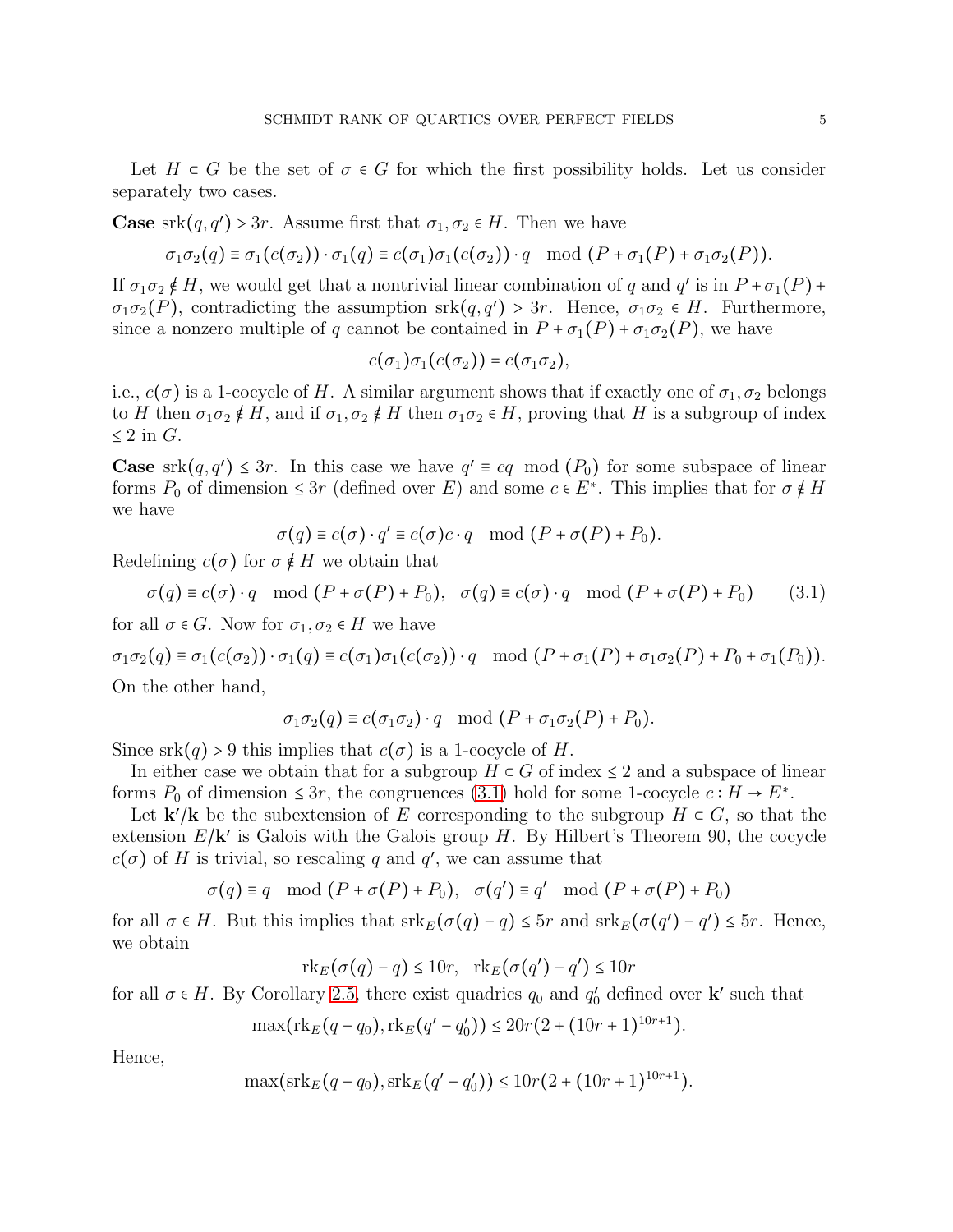Let $H \subset G$ be the set of $\sigma \in G$ for which the first possibility holds. Let us consider separately two cases.

**Case** $\mathrm{srk}(q, q') > 3r$. Assume first that $\sigma_1, \sigma_2 \in H$. Then we have

$$\sigma_1\sigma_2(q) \equiv \sigma_1(c(\sigma_2)) \cdot \sigma_1(q) \equiv c(\sigma_1)\sigma_1(c(\sigma_2)) \cdot q \mod (P + \sigma_1(P) + \sigma_1\sigma_2(P)).$$

If $\sigma_1\sigma_2 \notin H$, we would get that a nontrivial linear combination of $q$ and $q'$ is in $P + \sigma_1(P) + \sigma_1\sigma_2(P)$, contradicting the assumption $\mathrm{srk}(q, q') > 3r$. Hence, $\sigma_1\sigma_2 \in H$. Furthermore, since a nonzero multiple of $q$ cannot be contained in $P + \sigma_1(P) + \sigma_1\sigma_2(P)$, we have

$$c(\sigma_1)\sigma_1(c(\sigma_2)) = c(\sigma_1\sigma_2),$$

i.e., $c(\sigma)$ is a 1-cocycle of $H$. A similar argument shows that if exactly one of $\sigma_1, \sigma_2$ belongs to $H$ then $\sigma_1\sigma_2 \notin H$, and if $\sigma_1, \sigma_2 \notin H$ then $\sigma_1\sigma_2 \in H$, proving that $H$ is a subgroup of index $\le 2$ in $G$.

**Case** $\mathrm{srk}(q, q') \le 3r$. In this case we have $q' \equiv cq \mod (P_0)$ for some subspace of linear forms $P_0$ of dimension $\le 3r$ (defined over $E$) and some $c \in E^*$. This implies that for $\sigma \notin H$ we have

$$\sigma(q) \equiv c(\sigma) \cdot q' \equiv c(\sigma)c \cdot q \mod (P + \sigma(P) + P_0).$$

Redefining $c(\sigma)$ for $\sigma \notin H$ we obtain that

$$\sigma(q) \equiv c(\sigma) \cdot q \mod (P + \sigma(P) + P_0), \quad \sigma(q) \equiv c(\sigma) \cdot q \mod (P + \sigma(P) + P_0) \tag{3.1}$$

for all $\sigma \in G$. Now for $\sigma_1, \sigma_2 \in H$ we have

$$\sigma_1\sigma_2(q) \equiv \sigma_1(c(\sigma_2)) \cdot \sigma_1(q) \equiv c(\sigma_1)\sigma_1(c(\sigma_2)) \cdot q \mod (P + \sigma_1(P) + \sigma_1\sigma_2(P) + P_0 + \sigma_1(P_0)).$$

On the other hand,

$$\sigma_1\sigma_2(q) \equiv c(\sigma_1\sigma_2) \cdot q \mod (P + \sigma_1\sigma_2(P) + P_0).$$

Since $\mathrm{srk}(q) > 9$ this implies that $c(\sigma)$ is a 1-cocycle of $H$.

In either case we obtain that for a subgroup $H \subset G$ of index $\le 2$ and a subspace of linear forms $P_0$ of dimension $\le 3r$, the congruences (3.1) hold for some 1-cocycle $c : H \to E^*$.

Let $\mathbf{k}'/\mathbf{k}$ be the subextension of $E$ corresponding to the subgroup $H \subset G$, so that the extension $E/\mathbf{k}'$ is Galois with the Galois group $H$. By Hilbert's Theorem 90, the cocycle $c(\sigma)$ of $H$ is trivial, so rescaling $q$ and $q'$, we can assume that

$$\sigma(q) \equiv q \mod (P + \sigma(P) + P_0), \quad \sigma(q') \equiv q' \mod (P + \sigma(P) + P_0)$$

for all $\sigma \in H$. But this implies that $\mathrm{srk}_E(\sigma(q) - q) \le 5r$ and $\mathrm{srk}_E(\sigma(q') - q') \le 5r$. Hence, we obtain

$$\mathrm{rk}_E(\sigma(q) - q) \le 10r, \quad \mathrm{rk}_E(\sigma(q') - q') \le 10r$$

for all $\sigma \in H$. By Corollary 2.5, there exist quadrics $q_0$ and $q_0'$ defined over $\mathbf{k}'$ such that

$$\max(\mathrm{rk}_E(q - q_0), \mathrm{rk}_E(q' - q_0')) \le 20r(2 + (10r + 1)^{10r+1}).$$

Hence,

$$\max(\mathrm{srk}_E(q - q_0), \mathrm{srk}_E(q' - q_0')) \le 10r(2 + (10r + 1)^{10r+1}).$$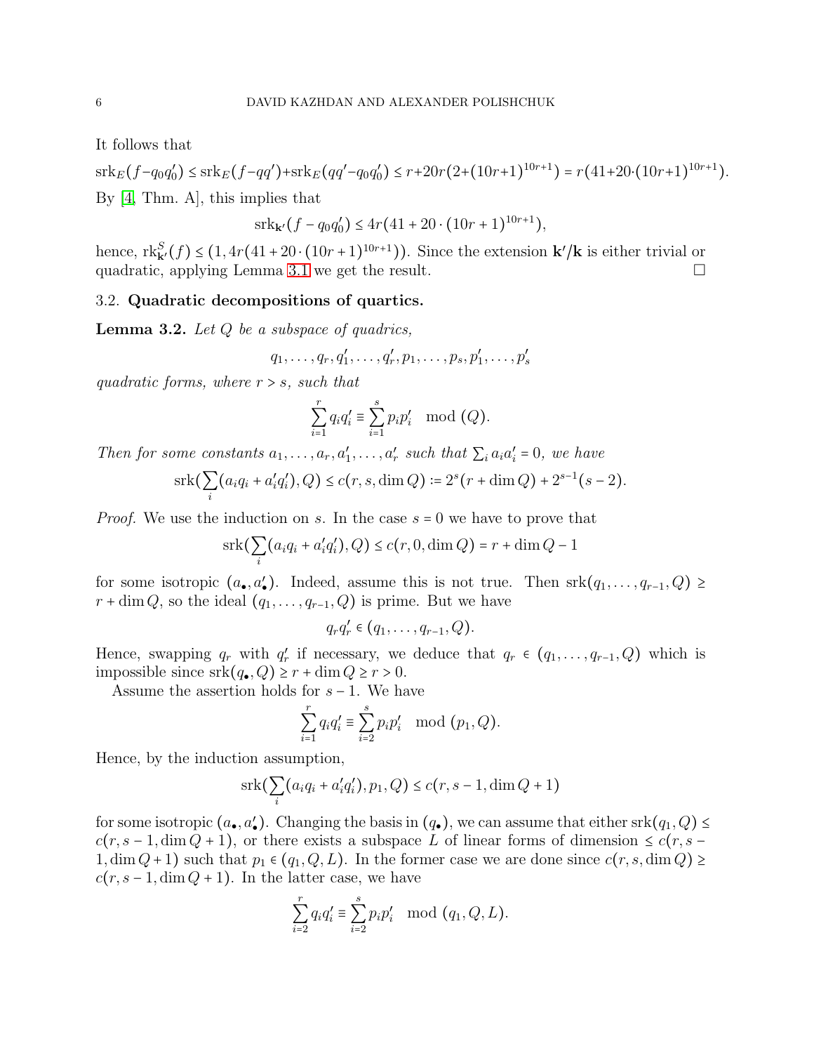It follows that

$$\operatorname{srk}_E(f-q_0q_0') \le \operatorname{srk}_E(f-qq')+\operatorname{srk}_E(qq'-q_0q_0') \le r+20r(2+(10r+1)^{10r+1}) = r(41+20\cdot(10r+1)^{10r+1}).$$

By [4, Thm. A], this implies that

$$\operatorname{srk}_{\mathbf{k}'}(f-q_0q_0') \le 4r(41+20\cdot(10r+1)^{10r+1}),$$

hence, $\operatorname{rk}^S_{\mathbf{k}'}(f) \le (1, 4r(41+20\cdot(10r+1)^{10r+1}))$. Since the extension $\mathbf{k}'/\mathbf{k}$ is either trivial or quadratic, applying Lemma 3.1 we get the result. □

### 3.2. Quadratic decompositions of quartics.

**Lemma 3.2.** *Let $Q$ be a subspace of quadrics,*

$$q_1,\dots,q_r,q_1',\dots,q_r',p_1,\dots,p_s,p_1',\dots,p_s'$$

*quadratic forms, where $r>s$, such that*

$$\sum_{i=1}^r q_iq_i' \equiv \sum_{i=1}^s p_ip_i' \mod (Q).$$

*Then for some constants $a_1,\dots,a_r,a_1',\dots,a_r'$ such that $\sum_i a_ia_i'=0$, we have*

$$\operatorname{srk}(\sum_i(a_iq_i+a_i'q_i'),Q) \le c(r,s,\dim Q) := 2^s(r+\dim Q)+2^{s-1}(s-2).$$

*Proof.* We use the induction on $s$. In the case $s=0$ we have to prove that

$$\operatorname{srk}(\sum_i(a_iq_i+a_i'q_i'),Q) \le c(r,0,\dim Q) = r+\dim Q-1$$

for some isotropic $(a_\bullet,a_\bullet')$. Indeed, assume this is not true. Then $\operatorname{srk}(q_1,\dots,q_{r-1},Q) \ge r+\dim Q$, so the ideal $(q_1,\dots,q_{r-1},Q)$ is prime. But we have

$$q_rq_r' \in (q_1,\dots,q_{r-1},Q).$$

Hence, swapping $q_r$ with $q_r'$ if necessary, we deduce that $q_r \in (q_1,\dots,q_{r-1},Q)$ which is impossible since $\operatorname{srk}(q_\bullet,Q) \ge r+\dim Q \ge r > 0$.

Assume the assertion holds for $s-1$. We have

$$\sum_{i=1}^r q_iq_i' \equiv \sum_{i=2}^s p_ip_i' \mod (p_1,Q).$$

Hence, by the induction assumption,

$$\operatorname{srk}(\sum_i(a_iq_i+a_i'q_i'),p_1,Q) \le c(r,s-1,\dim Q+1)$$

for some isotropic $(a_\bullet,a_\bullet')$. Changing the basis in $(q_\bullet)$, we can assume that either $\operatorname{srk}(q_1,Q) \le c(r,s-1,\dim Q+1)$, or there exists a subspace $L$ of linear forms of dimension $\le c(r,s-1,\dim Q+1)$ such that $p_1 \in (q_1,Q,L)$. In the former case we are done since $c(r,s,\dim Q) \ge c(r,s-1,\dim Q+1)$. In the latter case, we have

$$\sum_{i=2}^r q_iq_i' \equiv \sum_{i=2}^s p_ip_i' \mod (q_1,Q,L).$$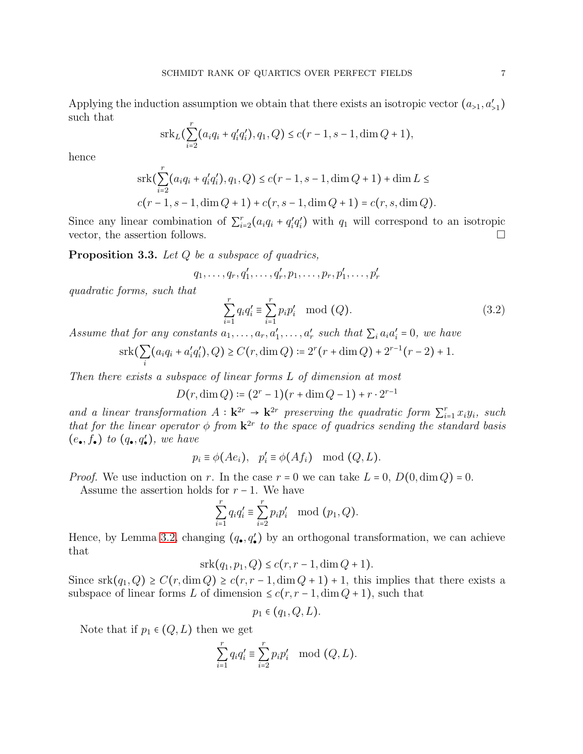Applying the induction assumption we obtain that there exists an isotropic vector $(a_{>1}, a'_{>1})$ such that

$$\mathrm{srk}_L(\sum_{i=2}^{r}(a_i q_i + q'_i q'_i), q_1, Q) \le c(r-1, s-1, \dim Q + 1),$$

hence

$$\mathrm{srk}(\sum_{i=2}^{r}(a_i q_i + q'_i q'_i), q_1, Q) \le c(r-1, s-1, \dim Q + 1) + \dim L \le$$
$$c(r-1, s-1, \dim Q + 1) + c(r, s-1, \dim Q + 1) = c(r, s, \dim Q).$$

Since any linear combination of $\sum_{i=2}^{r}(a_i q_i + q'_i q'_i)$ with $q_1$ will correspond to an isotropic vector, the assertion follows. $\square$

**Proposition 3.3.** *Let $Q$ be a subspace of quadrics,*

$$q_1, \dots, q_r, q'_1, \dots, q'_r, p_1, \dots, p_r, p'_1, \dots, p'_r$$

*quadratic forms, such that*

$$\sum_{i=1}^{r} q_i q'_i \equiv \sum_{i=1}^{r} p_i p'_i \mod (Q). \tag{3.2}$$

*Assume that for any constants $a_1, \dots, a_r, a'_1, \dots, a'_r$ such that $\sum_i a_i a'_i = 0$, we have*

$$\mathrm{srk}(\sum_i (a_i q_i + a'_i q'_i), Q) \ge C(r, \dim Q) \coloneqq 2^r(r + \dim Q) + 2^{r-1}(r-2) + 1.$$

*Then there exists a subspace of linear forms $L$ of dimension at most*

$$D(r, \dim Q) \coloneqq (2^r - 1)(r + \dim Q - 1) + r \cdot 2^{r-1}$$

*and a linear transformation $A : \mathbf{k}^{2r} \to \mathbf{k}^{2r}$ preserving the quadratic form $\sum_{i=1}^{r} x_i y_i$, such that for the linear operator $\phi$ from $\mathbf{k}^{2r}$ to the space of quadrics sending the standard basis $(e_\bullet, f_\bullet)$ to $(q_\bullet, q'_\bullet)$, we have*

$$p_i \equiv \phi(Ae_i), \quad p'_i \equiv \phi(Af_i) \mod (Q, L).$$

*Proof.* We use induction on $r$. In the case $r = 0$ we can take $L = 0$, $D(0, \dim Q) = 0$.

Assume the assertion holds for $r - 1$. We have

$$\sum_{i=1}^{r} q_i q'_i \equiv \sum_{i=2}^{r} p_i p'_i \mod (p_1, Q).$$

Hence, by Lemma 3.2, changing $(q_\bullet, q'_\bullet)$ by an orthogonal transformation, we can achieve that

$$\mathrm{srk}(q_1, p_1, Q) \le c(r, r-1, \dim Q + 1).$$

Since $\mathrm{srk}(q_1, Q) \ge C(r, \dim Q) \ge c(r, r-1, \dim Q + 1) + 1$, this implies that there exists a subspace of linear forms $L$ of dimension $\le c(r, r-1, \dim Q + 1)$, such that

$$p_1 \in (q_1, Q, L).$$

Note that if $p_1 \in (Q, L)$ then we get

$$\sum_{i=1}^{r} q_i q'_i \equiv \sum_{i=2}^{r} p_i p'_i \mod (Q, L).$$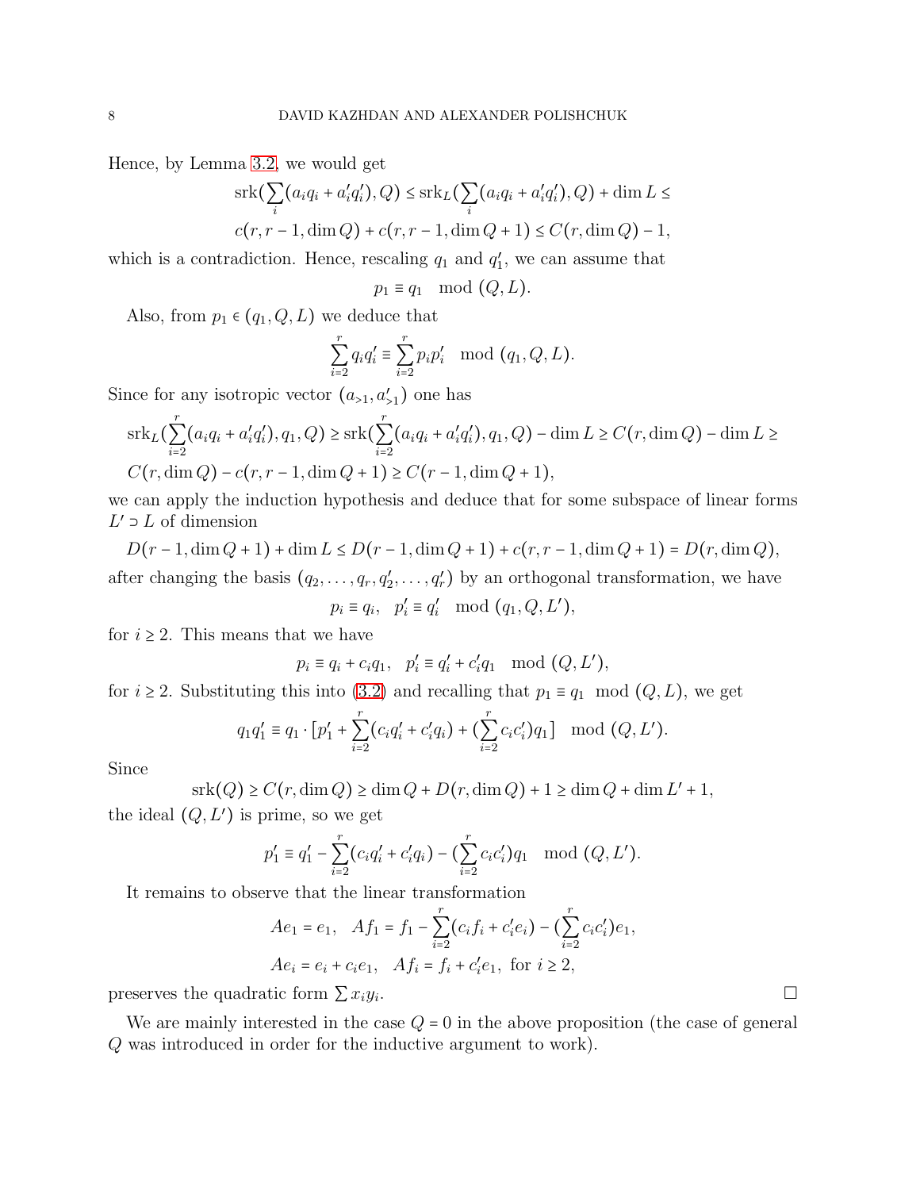Hence, by Lemma 3.2, we would get

$$\operatorname{srk}(\sum_i (a_i q_i + a_i' q_i'), Q) \le \operatorname{srk}_L(\sum_i (a_i q_i + a_i' q_i'), Q) + \dim L \le$$
$$c(r, r-1, \dim Q) + c(r, r-1, \dim Q + 1) \le C(r, \dim Q) - 1,$$

which is a contradiction. Hence, rescaling $q_1$ and $q_1'$, we can assume that

$$p_1 \equiv q_1 \mod (Q, L).$$

Also, from $p_1 \in (q_1, Q, L)$ we deduce that

$$\sum_{i=2}^r q_i q_i' \equiv \sum_{i=2}^r p_i p_i' \mod (q_1, Q, L).$$

Since for any isotropic vector $(a_{>1}, a_{>1}')$ one has

$$\operatorname{srk}_L(\sum_{i=2}^r (a_i q_i + a_i' q_i'), q_1, Q) \ge \operatorname{srk}(\sum_{i=2}^r (a_i q_i + a_i' q_i'), q_1, Q) - \dim L \ge C(r, \dim Q) - \dim L \ge$$
$$C(r, \dim Q) - c(r, r-1, \dim Q + 1) \ge C(r-1, \dim Q + 1),$$

we can apply the induction hypothesis and deduce that for some subspace of linear forms $L' \supset L$ of dimension

$$D(r-1, \dim Q + 1) + \dim L \le D(r-1, \dim Q + 1) + c(r, r-1, \dim Q + 1) = D(r, \dim Q),$$

after changing the basis $(q_2, \ldots, q_r, q_2', \ldots, q_r')$ by an orthogonal transformation, we have

$$p_i \equiv q_i, \quad p_i' \equiv q_i' \mod (q_1, Q, L'),$$

for $i \ge 2$. This means that we have

$$p_i \equiv q_i + c_i q_1, \quad p_i' \equiv q_i' + c_i' q_1 \mod (Q, L'),$$

for $i \ge 2$. Substituting this into (3.2) and recalling that $p_1 \equiv q_1 \mod (Q, L)$, we get

$$q_1 q_1' \equiv q_1 \cdot [p_1' + \sum_{i=2}^r (c_i q_i' + c_i' q_i) + (\sum_{i=2}^r c_i c_i') q_1] \mod (Q, L').$$

Since

$$\operatorname{srk}(Q) \ge C(r, \dim Q) \ge \dim Q + D(r, \dim Q) + 1 \ge \dim Q + \dim L' + 1,$$

the ideal $(Q, L')$ is prime, so we get

$$p_1' \equiv q_1' - \sum_{i=2}^r (c_i q_i' + c_i' q_i) - (\sum_{i=2}^r c_i c_i') q_1 \mod (Q, L').$$

It remains to observe that the linear transformation

$$Ae_1 = e_1, \quad Af_1 = f_1 - \sum_{i=2}^r (c_i f_i + c_i' e_i) - (\sum_{i=2}^r c_i c_i') e_1,$$
$$Ae_i = e_i + c_i e_1, \quad Af_i = f_i + c_i' e_1, \text{ for } i \ge 2,$$

preserves the quadratic form $\sum x_i y_i$. $\square$

We are mainly interested in the case $Q = 0$ in the above proposition (the case of general $Q$ was introduced in order for the inductive argument to work).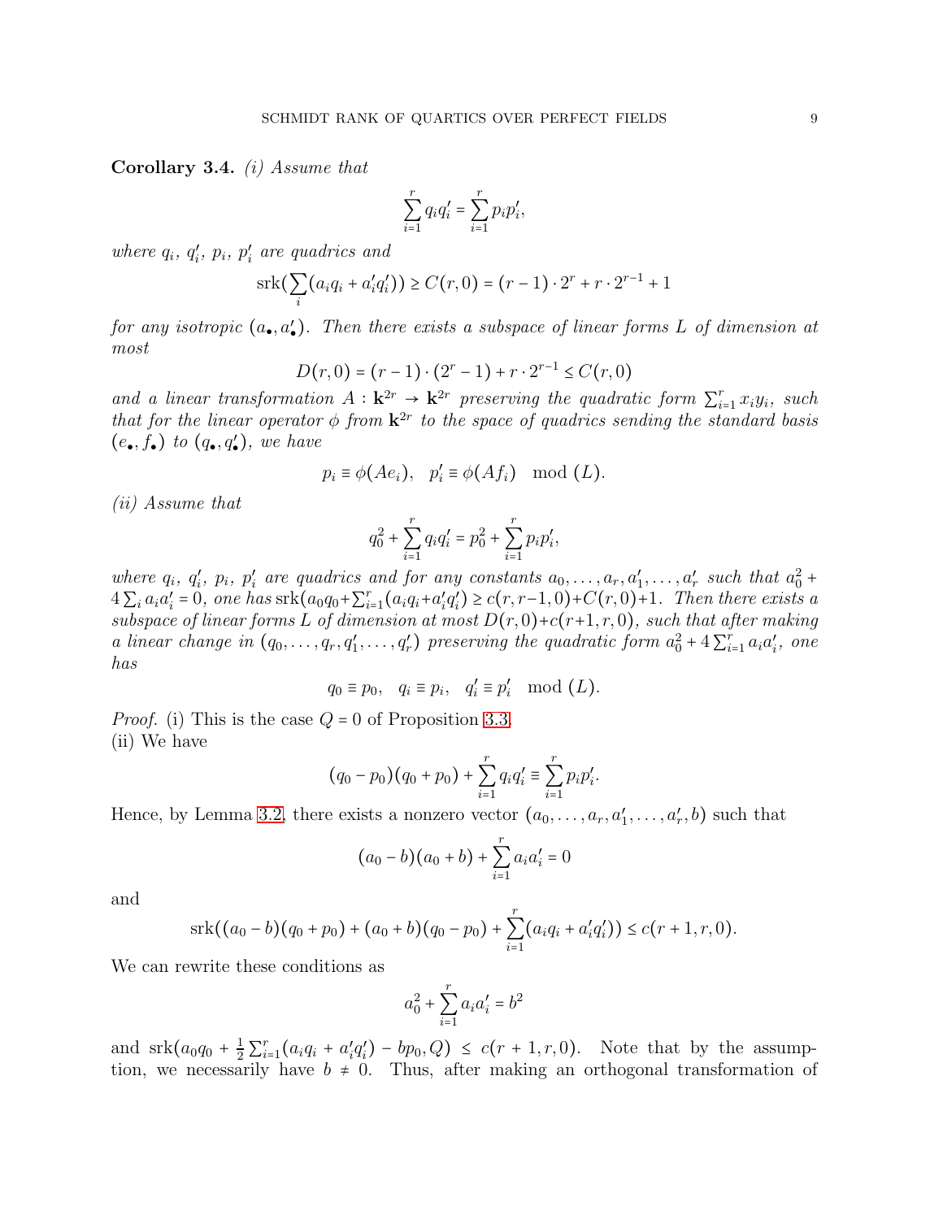**Corollary 3.4.** *(i) Assume that*

$$\sum_{i=1}^r q_i q_i' = \sum_{i=1}^r p_i p_i',$$

*where $q_i$, $q_i'$, $p_i$, $p_i'$ are quadrics and*

$$\mathrm{srk}(\sum_i (a_i q_i + a_i' q_i')) \geq C(r,0) = (r-1)\cdot 2^r + r\cdot 2^{r-1} + 1$$

*for any isotropic $(a_\bullet, a_\bullet')$. Then there exists a subspace of linear forms $L$ of dimension at most*

$$D(r,0) = (r-1)\cdot(2^r - 1) + r\cdot 2^{r-1} \leq C(r,0)$$

*and a linear transformation $A : \mathbf{k}^{2r} \to \mathbf{k}^{2r}$ preserving the quadratic form $\sum_{i=1}^r x_i y_i$, such that for the linear operator $\phi$ from $\mathbf{k}^{2r}$ to the space of quadrics sending the standard basis $(e_\bullet, f_\bullet)$ to $(q_\bullet, q_\bullet')$, we have*

$$p_i \equiv \phi(Ae_i), \quad p_i' \equiv \phi(Af_i) \mod (L).$$

*(ii) Assume that*

$$q_0^2 + \sum_{i=1}^r q_i q_i' = p_0^2 + \sum_{i=1}^r p_i p_i',$$

*where $q_i$, $q_i'$, $p_i$, $p_i'$ are quadrics and for any constants $a_0, \ldots, a_r, a_1', \ldots, a_r'$ such that $a_0^2 + 4\sum_i a_i a_i' = 0$, one has $\mathrm{srk}(a_0 q_0 + \sum_{i=1}^r (a_i q_i + a_i' q_i')) \geq c(r, r-1, 0) + C(r,0) + 1$. Then there exists a subspace of linear forms $L$ of dimension at most $D(r,0) + c(r+1, r, 0)$, such that after making a linear change in $(q_0, \ldots, q_r, q_1', \ldots, q_r')$ preserving the quadratic form $a_0^2 + 4\sum_{i=1}^r a_i a_i'$, one has*

$$q_0 \equiv p_0, \quad q_i \equiv p_i, \quad q_i' \equiv p_i' \mod (L).$$

*Proof.* (i) This is the case $Q = 0$ of Proposition 3.3.
(ii) We have

$$(q_0 - p_0)(q_0 + p_0) + \sum_{i=1}^r q_i q_i' \equiv \sum_{i=1}^r p_i p_i'.$$

Hence, by Lemma 3.2, there exists a nonzero vector $(a_0, \ldots, a_r, a_1', \ldots, a_r', b)$ such that

$$(a_0 - b)(a_0 + b) + \sum_{i=1}^r a_i a_i' = 0$$

and

$$\mathrm{srk}((a_0 - b)(q_0 + p_0) + (a_0 + b)(q_0 - p_0) + \sum_{i=1}^r (a_i q_i + a_i' q_i')) \leq c(r+1, r, 0).$$

We can rewrite these conditions as

$$a_0^2 + \sum_{i=1}^r a_i a_i' = b^2$$

and $\mathrm{srk}(a_0 q_0 + \frac{1}{2}\sum_{i=1}^r (a_i q_i + a_i' q_i') - b p_0, Q) \leq c(r+1, r, 0)$. Note that by the assumption, we necessarily have $b \neq 0$. Thus, after making an orthogonal transformation of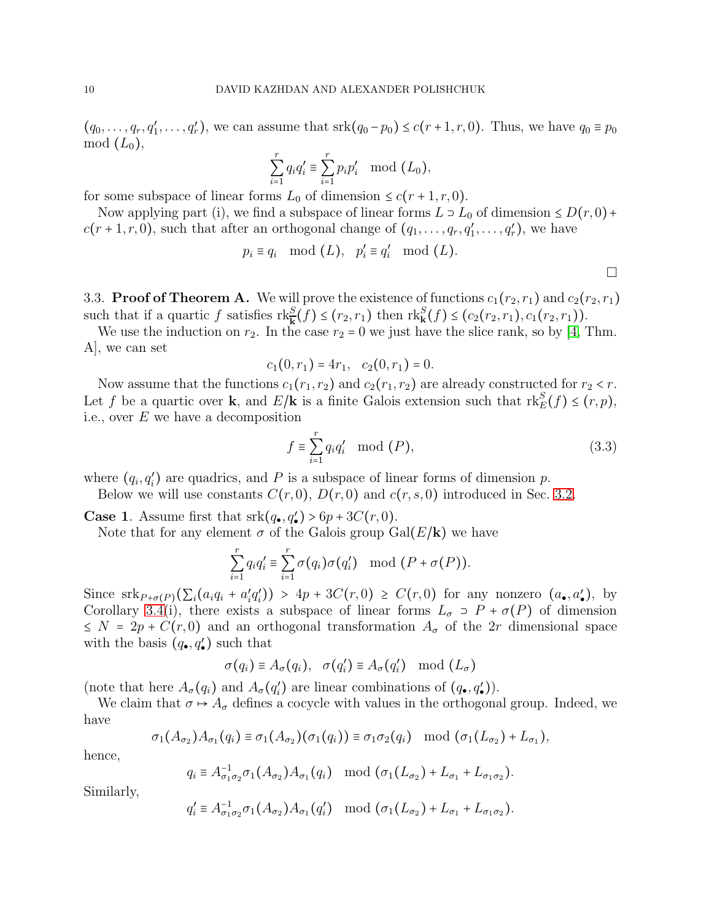$(q_0,\dots,q_r,q'_1,\dots,q'_r)$, we can assume that $\mathrm{srk}(q_0-p_0)\le c(r+1,r,0)$. Thus, we have $q_0\equiv p_0 \mod (L_0)$,

$$\sum_{i=1}^r q_iq'_i \equiv \sum_{i=1}^r p_ip'_i \mod (L_0),$$

for some subspace of linear forms $L_0$ of dimension $\le c(r+1,r,0)$.

Now applying part (i), we find a subspace of linear forms $L\supset L_0$ of dimension $\le D(r,0)+c(r+1,r,0)$, such that after an orthogonal change of $(q_1,\dots,q_r,q'_1,\dots,q'_r)$, we have

$$p_i\equiv q_i \mod (L),\quad p'_i\equiv q'_i \mod (L).$$

□

3.3. **Proof of Theorem A.** We will prove the existence of functions $c_1(r_2,r_1)$ and $c_2(r_2,r_1)$ such that if a quartic $f$ satisfies $\mathrm{rk}^S_{\overline{\mathbf{k}}}(f)\le (r_2,r_1)$ then $\mathrm{rk}^S_{\mathbf{k}}(f)\le (c_2(r_2,r_1),c_1(r_2,r_1))$.

We use the induction on $r_2$. In the case $r_2=0$ we just have the slice rank, so by [4, Thm. A], we can set

$$c_1(0,r_1)=4r_1,\quad c_2(0,r_1)=0.$$

Now assume that the functions $c_1(r_1,r_2)$ and $c_2(r_1,r_2)$ are already constructed for $r_2<r$. Let $f$ be a quartic over $\mathbf{k}$, and $E/\mathbf{k}$ is a finite Galois extension such that $\mathrm{rk}^S_E(f)\le (r,p)$, i.e., over $E$ we have a decomposition

$$f\equiv \sum_{i=1}^r q_iq'_i \mod (P), \tag{3.3}$$

where $(q_i,q'_i)$ are quadrics, and $P$ is a subspace of linear forms of dimension $p$.

Below we will use constants $C(r,0)$, $D(r,0)$ and $c(r,s,0)$ introduced in Sec. 3.2.

**Case 1**. Assume first that $\mathrm{srk}(q_\bullet,q'_\bullet)>6p+3C(r,0)$.

Note that for any element $\sigma$ of the Galois group $\mathrm{Gal}(E/\mathbf{k})$ we have

$$\sum_{i=1}^r q_iq'_i \equiv \sum_{i=1}^r \sigma(q_i)\sigma(q'_i) \mod (P+\sigma(P)).$$

Since $\mathrm{srk}_{P+\sigma(P)}(\sum_i(a_iq_i+a'_iq'_i))>4p+3C(r,0)\ge C(r,0)$ for any nonzero $(a_\bullet,a'_\bullet)$, by Corollary 3.4(i), there exists a subspace of linear forms $L_\sigma\supset P+\sigma(P)$ of dimension $\le N=2p+C(r,0)$ and an orthogonal transformation $A_\sigma$ of the $2r$ dimensional space with the basis $(q_\bullet,q'_\bullet)$ such that

$$\sigma(q_i)\equiv A_\sigma(q_i),\quad \sigma(q'_i)\equiv A_\sigma(q'_i) \mod (L_\sigma)$$

(note that here $A_\sigma(q_i)$ and $A_\sigma(q'_i)$ are linear combinations of $(q_\bullet,q'_\bullet)$).

We claim that $\sigma\mapsto A_\sigma$ defines a cocycle with values in the orthogonal group. Indeed, we have

$$\sigma_1(A_{\sigma_2})A_{\sigma_1}(q_i)\equiv \sigma_1(A_{\sigma_2})(\sigma_1(q_i))\equiv \sigma_1\sigma_2(q_i) \mod (\sigma_1(L_{\sigma_2})+L_{\sigma_1}),$$

hence,

$$q_i\equiv A^{-1}_{\sigma_1\sigma_2}\sigma_1(A_{\sigma_2})A_{\sigma_1}(q_i) \mod (\sigma_1(L_{\sigma_2})+L_{\sigma_1}+L_{\sigma_1\sigma_2}).$$

Similarly,

$$q'_i\equiv A^{-1}_{\sigma_1\sigma_2}\sigma_1(A_{\sigma_2})A_{\sigma_1}(q'_i) \mod (\sigma_1(L_{\sigma_2})+L_{\sigma_1}+L_{\sigma_1\sigma_2}).$$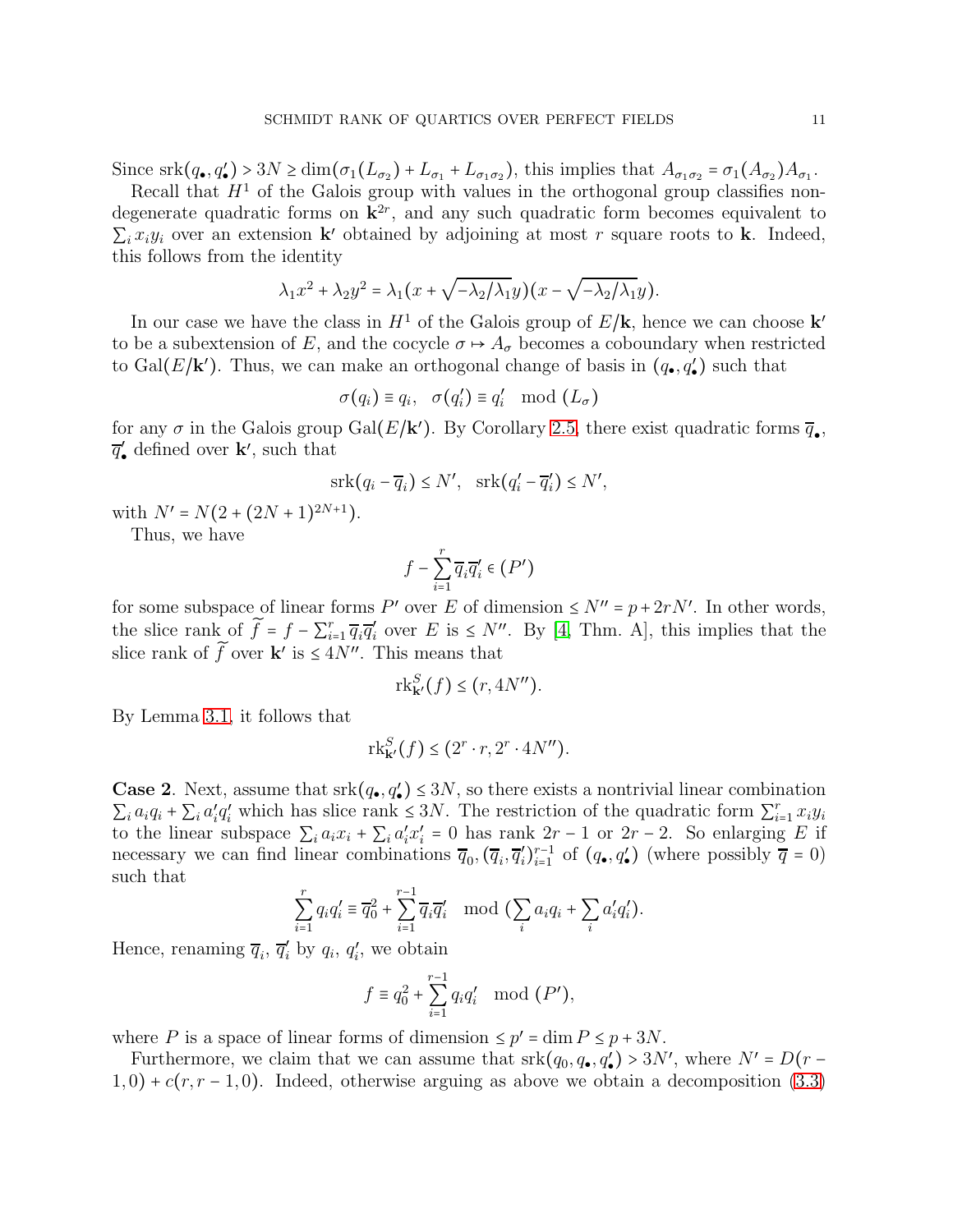Since $\mathrm{srk}(q_\bullet, q'_\bullet) > 3N \geq \dim(\sigma_1(L_{\sigma_2}) + L_{\sigma_1} + L_{\sigma_1\sigma_2})$, this implies that $A_{\sigma_1\sigma_2} = \sigma_1(A_{\sigma_2})A_{\sigma_1}$.

Recall that $H^1$ of the Galois group with values in the orthogonal group classifies non-degenerate quadratic forms on $\mathbf{k}^{2r}$, and any such quadratic form becomes equivalent to $\sum_i x_i y_i$ over an extension $\mathbf{k}'$ obtained by adjoining at most $r$ square roots to $\mathbf{k}$. Indeed, this follows from the identity

$$\lambda_1 x^2 + \lambda_2 y^2 = \lambda_1(x + \sqrt{-\lambda_2/\lambda_1}y)(x - \sqrt{-\lambda_2/\lambda_1}y).$$

In our case we have the class in $H^1$ of the Galois group of $E/\mathbf{k}$, hence we can choose $\mathbf{k}'$ to be a subextension of $E$, and the cocycle $\sigma \mapsto A_\sigma$ becomes a coboundary when restricted to $\mathrm{Gal}(E/\mathbf{k}')$. Thus, we can make an orthogonal change of basis in $(q_\bullet, q'_\bullet)$ such that

$$\sigma(q_i) \equiv q_i, \quad \sigma(q'_i) \equiv q'_i \mod (L_\sigma)$$

for any $\sigma$ in the Galois group $\mathrm{Gal}(E/\mathbf{k}')$. By Corollary 2.5, there exist quadratic forms $\overline{q}_\bullet$, $\overline{q}'_\bullet$ defined over $\mathbf{k}'$, such that

$$\mathrm{srk}(q_i - \overline{q}_i) \leq N', \quad \mathrm{srk}(q'_i - \overline{q}'_i) \leq N',$$

with $N' = N(2 + (2N+1)^{2N+1})$.

Thus, we have

$$f - \sum_{i=1}^{r} \overline{q}_i \overline{q}'_i \in (P')$$

for some subspace of linear forms $P'$ over $E$ of dimension $\leq N'' = p + 2rN'$. In other words, the slice rank of $\widetilde{f} = f - \sum_{i=1}^{r} \overline{q}_i \overline{q}'_i$ over $E$ is $\leq N''$. By [4, Thm. A], this implies that the slice rank of $\widetilde{f}$ over $\mathbf{k}'$ is $\leq 4N''$. This means that

$$\mathrm{rk}^S_{\mathbf{k}'}(f) \leq (r, 4N'').$$

By Lemma 3.1, it follows that

$$\mathrm{rk}^S_{\mathbf{k}'}(f) \leq (2^r \cdot r, 2^r \cdot 4N'').$$

**Case 2**. Next, assume that $\mathrm{srk}(q_\bullet, q'_\bullet) \leq 3N$, so there exists a nontrivial linear combination $\sum_i a_i q_i + \sum_i a'_i q'_i$ which has slice rank $\leq 3N$. The restriction of the quadratic form $\sum_{i=1}^r x_i y_i$ to the linear subspace $\sum_i a_i x_i + \sum_i a'_i x'_i = 0$ has rank $2r-1$ or $2r-2$. So enlarging $E$ if necessary we can find linear combinations $\overline{q}_0, (\overline{q}_i, \overline{q}'_i)_{i=1}^{r-1}$ of $(q_\bullet, q'_\bullet)$ (where possibly $\overline{q} = 0$) such that

$$\sum_{i=1}^{r} q_i q'_i \equiv \overline{q}_0^2 + \sum_{i=1}^{r-1} \overline{q}_i \overline{q}'_i \mod (\sum_i a_i q_i + \sum_i a'_i q'_i).$$

Hence, renaming $\overline{q}_i$, $\overline{q}'_i$ by $q_i$, $q'_i$, we obtain

$$f \equiv q_0^2 + \sum_{i=1}^{r-1} q_i q'_i \mod (P'),$$

where $P$ is a space of linear forms of dimension $\leq p' = \dim P \leq p + 3N$.

Furthermore, we claim that we can assume that $\mathrm{srk}(q_0, q_\bullet, q'_\bullet) > 3N'$, where $N' = D(r-1, 0) + c(r, r-1, 0)$. Indeed, otherwise arguing as above we obtain a decomposition (3.3)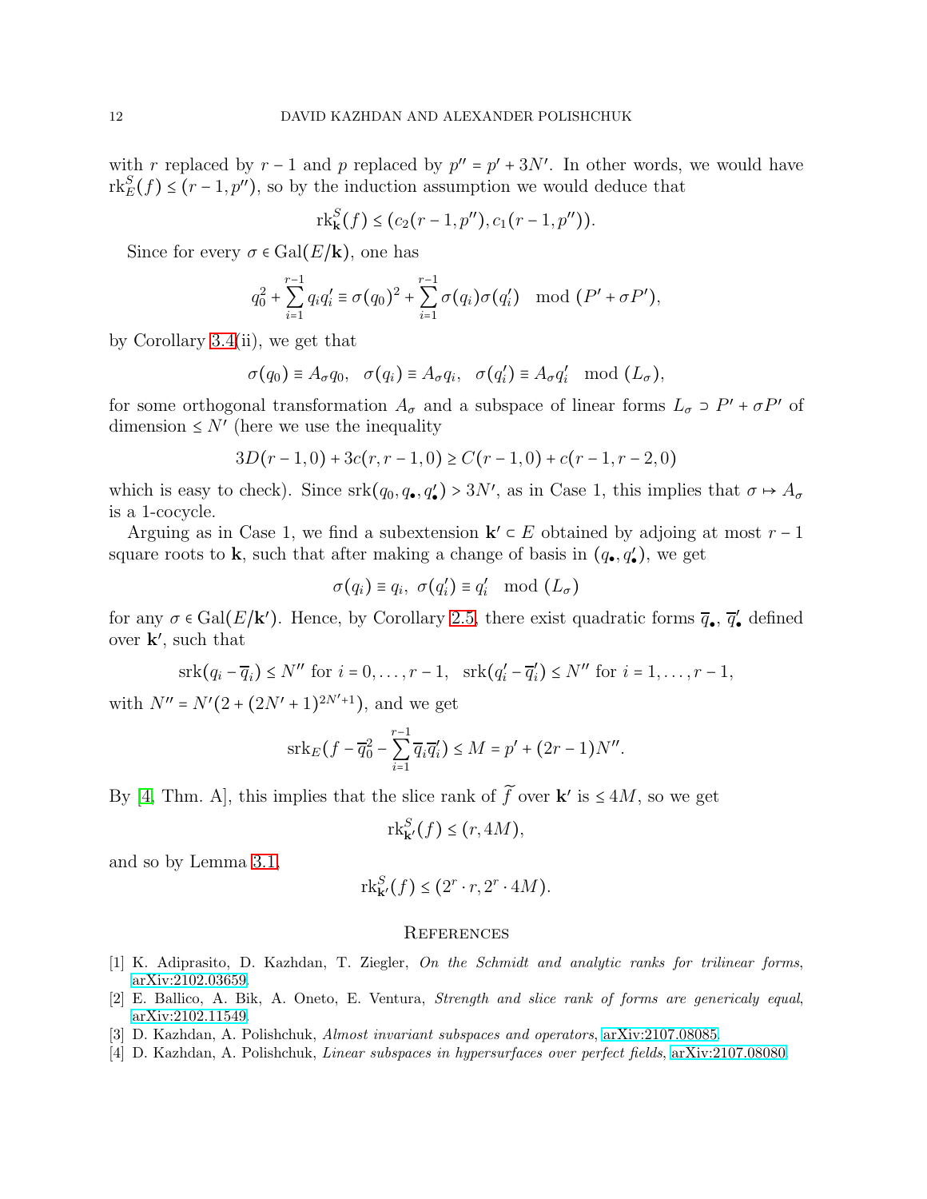with $r$ replaced by $r-1$ and $p$ replaced by $p'' = p' + 3N'$. In other words, we would have $\mathrm{rk}^S_E(f) \le (r-1, p'')$, so by the induction assumption we would deduce that

$$\mathrm{rk}^S_{\mathbf{k}}(f) \le (c_2(r-1,p''), c_1(r-1,p'')).$$

Since for every $\sigma \in \mathrm{Gal}(E/\mathbf{k})$, one has

$$q_0^2 + \sum_{i=1}^{r-1} q_i q_i' \equiv \sigma(q_0)^2 + \sum_{i=1}^{r-1} \sigma(q_i)\sigma(q_i') \mod (P' + \sigma P'),$$

by Corollary 3.4(ii), we get that

$$\sigma(q_0) \equiv A_\sigma q_0, \quad \sigma(q_i) \equiv A_\sigma q_i, \quad \sigma(q_i') \equiv A_\sigma q_i' \mod (L_\sigma),$$

for some orthogonal transformation $A_\sigma$ and a subspace of linear forms $L_\sigma \supset P' + \sigma P'$ of dimension $\le N'$ (here we use the inequality

$$3D(r-1,0) + 3c(r,r-1,0) \ge C(r-1,0) + c(r-1,r-2,0)$$

which is easy to check). Since $\mathrm{srk}(q_0, q_\bullet, q_\bullet') > 3N'$, as in Case 1, this implies that $\sigma \mapsto A_\sigma$ is a 1-cocycle.

Arguing as in Case 1, we find a subextension $\mathbf{k}' \subset E$ obtained by adjoining at most $r-1$ square roots to $\mathbf{k}$, such that after making a change of basis in $(q_\bullet, q_\bullet')$, we get

$$\sigma(q_i) \equiv q_i, \ \sigma(q_i') \equiv q_i' \mod (L_\sigma)$$

for any $\sigma \in \mathrm{Gal}(E/\mathbf{k}')$. Hence, by Corollary 2.5, there exist quadratic forms $\overline{q}_\bullet$, $\overline{q}_\bullet'$ defined over $\mathbf{k}'$, such that

$$\mathrm{srk}(q_i - \overline{q}_i) \le N'' \text{ for } i = 0, \dots, r-1, \quad \mathrm{srk}(q_i' - \overline{q}_i') \le N'' \text{ for } i = 1, \dots, r-1,$$

with $N'' = N'(2 + (2N'+1)^{2N'+1})$, and we get

$$\mathrm{srk}_E(f - \overline{q}_0^2 - \sum_{i=1}^{r-1} \overline{q}_i \overline{q}_i') \le M = p' + (2r-1)N''.$$

By [4, Thm. A], this implies that the slice rank of $\widetilde{f}$ over $\mathbf{k}'$ is $\le 4M$, so we get

$$\mathrm{rk}^S_{\mathbf{k}'}(f) \le (r, 4M),$$

and so by Lemma 3.1,

$$\mathrm{rk}^S_{\mathbf{k}'}(f) \le (2^r \cdot r, 2^r \cdot 4M).$$

## References

[1] K. Adiprasito, D. Kazhdan, T. Ziegler, *On the Schmidt and analytic ranks for trilinear forms*, arXiv:2102.03659.

[2] E. Ballico, A. Bik, A. Oneto, E. Ventura, *Strength and slice rank of forms are genericaly equal*, arXiv:2102.11549.

[3] D. Kazhdan, A. Polishchuk, *Almost invariant subspaces and operators*, arXiv:2107.08085.

[4] D. Kazhdan, A. Polishchuk, *Linear subspaces in hypersurfaces over perfect fields*, arXiv:2107.08080.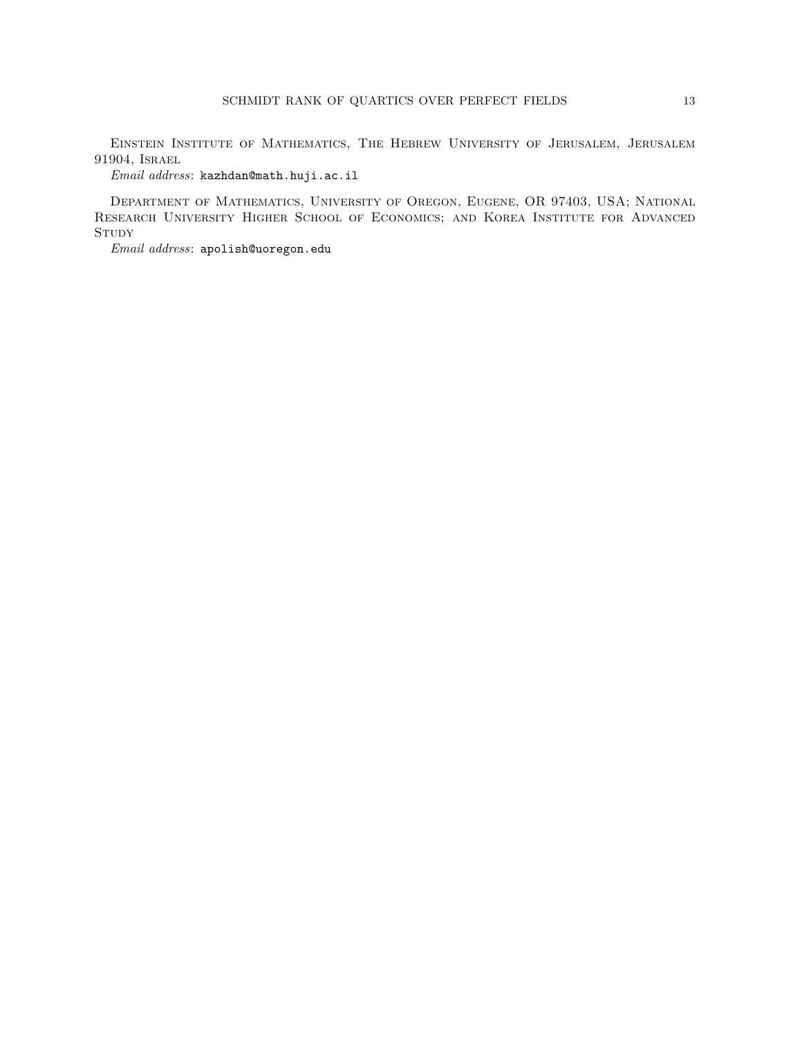Einstein Institute of Mathematics, The Hebrew University of Jerusalem, Jerusalem 91904, Israel

*Email address*: `kazhdan@math.huji.ac.il`

Department of Mathematics, University of Oregon, Eugene, OR 97403, USA; National Research University Higher School of Economics; and Korea Institute for Advanced Study

*Email address*: `apolish@uoregon.edu`